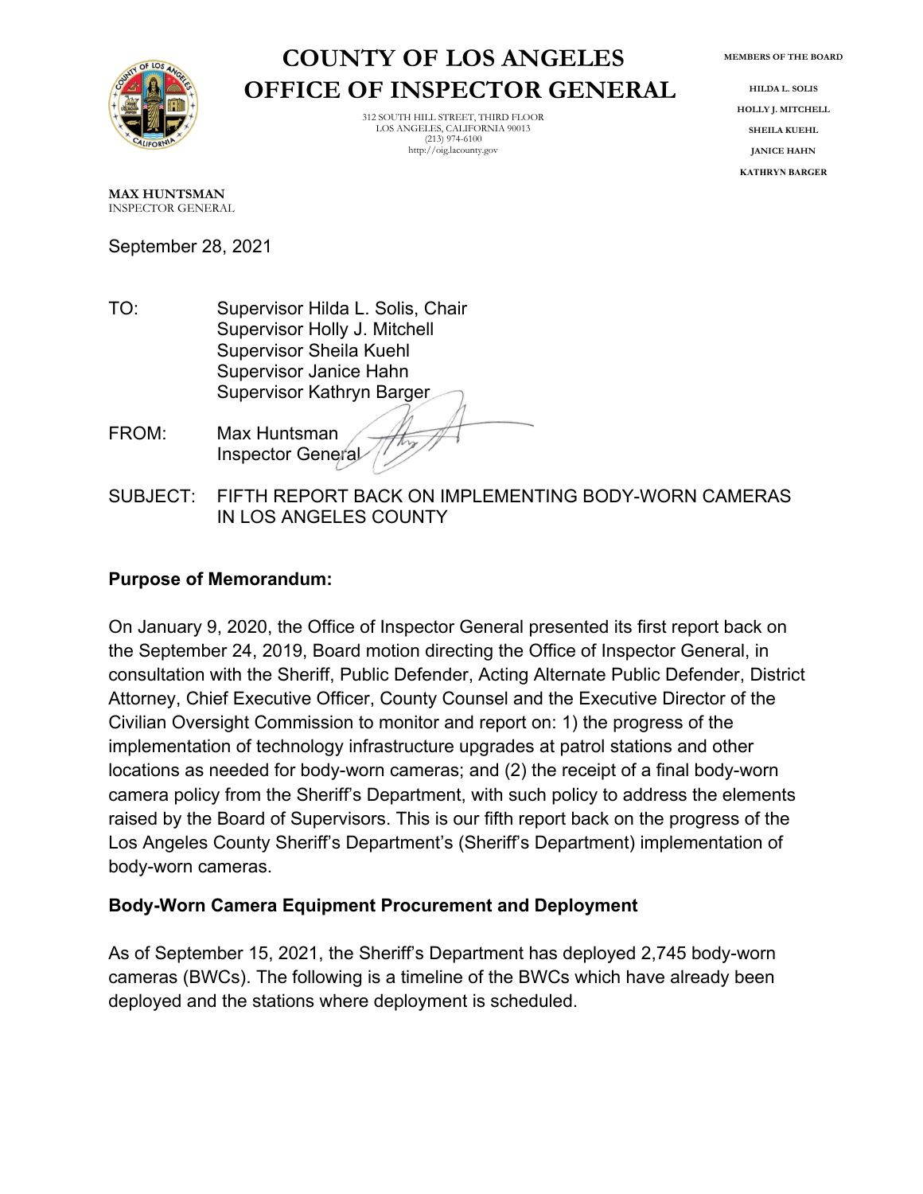# COUNTY OF LOS ANGELES
# OFFICE OF INSPECTOR GENERAL

312 SOUTH HILL STREET, THIRD FLOOR
LOS ANGELES, CALIFORNIA 90013
(213) 974-6100
http://oig.lacounty.gov

MEMBERS OF THE BOARD

HILDA L. SOLIS
HOLLY J. MITCHELL
SHEILA KUEHL
JANICE HAHN
KATHRYN BARGER

**MAX HUNTSMAN**
INSPECTOR GENERAL

September 28, 2021

TO: Supervisor Hilda L. Solis, Chair
Supervisor Holly J. Mitchell
Supervisor Sheila Kuehl
Supervisor Janice Hahn
Supervisor Kathryn Barger

FROM: Max Huntsman
Inspector General

SUBJECT: FIFTH REPORT BACK ON IMPLEMENTING BODY-WORN CAMERAS IN LOS ANGELES COUNTY

**Purpose of Memorandum:**

On January 9, 2020, the Office of Inspector General presented its first report back on the September 24, 2019, Board motion directing the Office of Inspector General, in consultation with the Sheriff, Public Defender, Acting Alternate Public Defender, District Attorney, Chief Executive Officer, County Counsel and the Executive Director of the Civilian Oversight Commission to monitor and report on: 1) the progress of the implementation of technology infrastructure upgrades at patrol stations and other locations as needed for body-worn cameras; and (2) the receipt of a final body-worn camera policy from the Sheriff's Department, with such policy to address the elements raised by the Board of Supervisors. This is our fifth report back on the progress of the Los Angeles County Sheriff's Department's (Sheriff's Department) implementation of body-worn cameras.

**Body-Worn Camera Equipment Procurement and Deployment**

As of September 15, 2021, the Sheriff's Department has deployed 2,745 body-worn cameras (BWCs). The following is a timeline of the BWCs which have already been deployed and the stations where deployment is scheduled.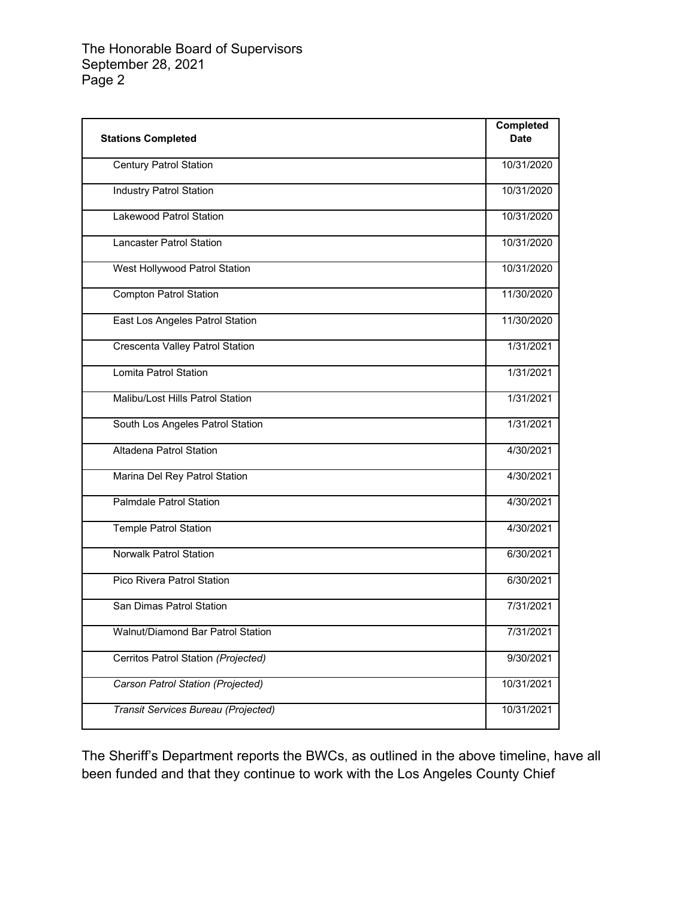| Stations Completed | Completed Date |
|---|---|
| Century Patrol Station | 10/31/2020 |
| Industry Patrol Station | 10/31/2020 |
| Lakewood Patrol Station | 10/31/2020 |
| Lancaster Patrol Station | 10/31/2020 |
| West Hollywood Patrol Station | 10/31/2020 |
| Compton Patrol Station | 11/30/2020 |
| East Los Angeles Patrol Station | 11/30/2020 |
| Crescenta Valley Patrol Station | 1/31/2021 |
| Lomita Patrol Station | 1/31/2021 |
| Malibu/Lost Hills Patrol Station | 1/31/2021 |
| South Los Angeles Patrol Station | 1/31/2021 |
| Altadena Patrol Station | 4/30/2021 |
| Marina Del Rey Patrol Station | 4/30/2021 |
| Palmdale Patrol Station | 4/30/2021 |
| Temple Patrol Station | 4/30/2021 |
| Norwalk Patrol Station | 6/30/2021 |
| Pico Rivera Patrol Station | 6/30/2021 |
| San Dimas Patrol Station | 7/31/2021 |
| Walnut/Diamond Bar Patrol Station | 7/31/2021 |
| Cerritos Patrol Station *(Projected)* | 9/30/2021 |
| *Carson Patrol Station (Projected)* | 10/31/2021 |
| *Transit Services Bureau (Projected)* | 10/31/2021 |

The Sheriff's Department reports the BWCs, as outlined in the above timeline, have all been funded and that they continue to work with the Los Angeles County Chief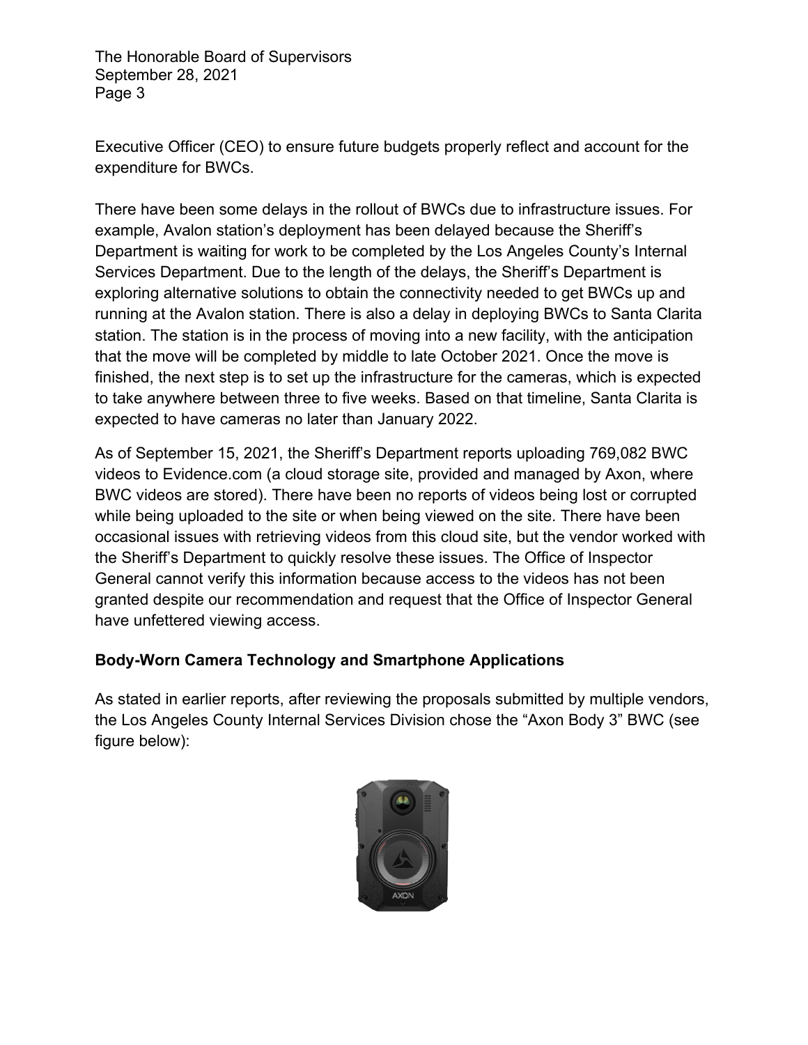Executive Officer (CEO) to ensure future budgets properly reflect and account for the expenditure for BWCs.

There have been some delays in the rollout of BWCs due to infrastructure issues. For example, Avalon station's deployment has been delayed because the Sheriff's Department is waiting for work to be completed by the Los Angeles County's Internal Services Department. Due to the length of the delays, the Sheriff's Department is exploring alternative solutions to obtain the connectivity needed to get BWCs up and running at the Avalon station. There is also a delay in deploying BWCs to Santa Clarita station. The station is in the process of moving into a new facility, with the anticipation that the move will be completed by middle to late October 2021. Once the move is finished, the next step is to set up the infrastructure for the cameras, which is expected to take anywhere between three to five weeks. Based on that timeline, Santa Clarita is expected to have cameras no later than January 2022.

As of September 15, 2021, the Sheriff's Department reports uploading 769,082 BWC videos to Evidence.com (a cloud storage site, provided and managed by Axon, where BWC videos are stored). There have been no reports of videos being lost or corrupted while being uploaded to the site or when being viewed on the site. There have been occasional issues with retrieving videos from this cloud site, but the vendor worked with the Sheriff's Department to quickly resolve these issues. The Office of Inspector General cannot verify this information because access to the videos has not been granted despite our recommendation and request that the Office of Inspector General have unfettered viewing access.

**Body-Worn Camera Technology and Smartphone Applications**

As stated in earlier reports, after reviewing the proposals submitted by multiple vendors, the Los Angeles County Internal Services Division chose the "Axon Body 3" BWC (see figure below):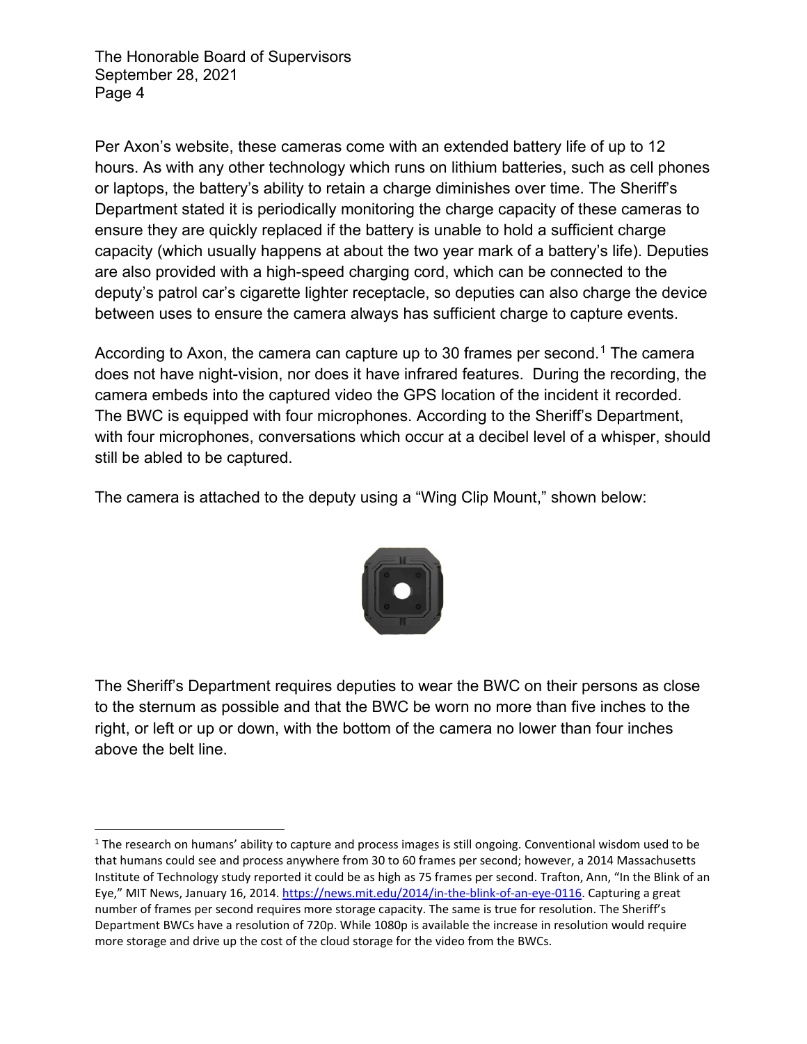Per Axon's website, these cameras come with an extended battery life of up to 12 hours. As with any other technology which runs on lithium batteries, such as cell phones or laptops, the battery's ability to retain a charge diminishes over time. The Sheriff's Department stated it is periodically monitoring the charge capacity of these cameras to ensure they are quickly replaced if the battery is unable to hold a sufficient charge capacity (which usually happens at about the two year mark of a battery's life). Deputies are also provided with a high-speed charging cord, which can be connected to the deputy's patrol car's cigarette lighter receptacle, so deputies can also charge the device between uses to ensure the camera always has sufficient charge to capture events.

According to Axon, the camera can capture up to 30 frames per second.[1] The camera does not have night-vision, nor does it have infrared features. During the recording, the camera embeds into the captured video the GPS location of the incident it recorded. The BWC is equipped with four microphones. According to the Sheriff's Department, with four microphones, conversations which occur at a decibel level of a whisper, should still be abled to be captured.

The camera is attached to the deputy using a "Wing Clip Mount," shown below:

The Sheriff's Department requires deputies to wear the BWC on their persons as close to the sternum as possible and that the BWC be worn no more than five inches to the right, or left or up or down, with the bottom of the camera no lower than four inches above the belt line.

---

[1] The research on humans' ability to capture and process images is still ongoing. Conventional wisdom used to be that humans could see and process anywhere from 30 to 60 frames per second; however, a 2014 Massachusetts Institute of Technology study reported it could be as high as 75 frames per second. Trafton, Ann, "In the Blink of an Eye," MIT News, January 16, 2014. https://news.mit.edu/2014/in-the-blink-of-an-eye-0116. Capturing a great number of frames per second requires more storage capacity. The same is true for resolution. The Sheriff's Department BWCs have a resolution of 720p. While 1080p is available the increase in resolution would require more storage and drive up the cost of the cloud storage for the video from the BWCs.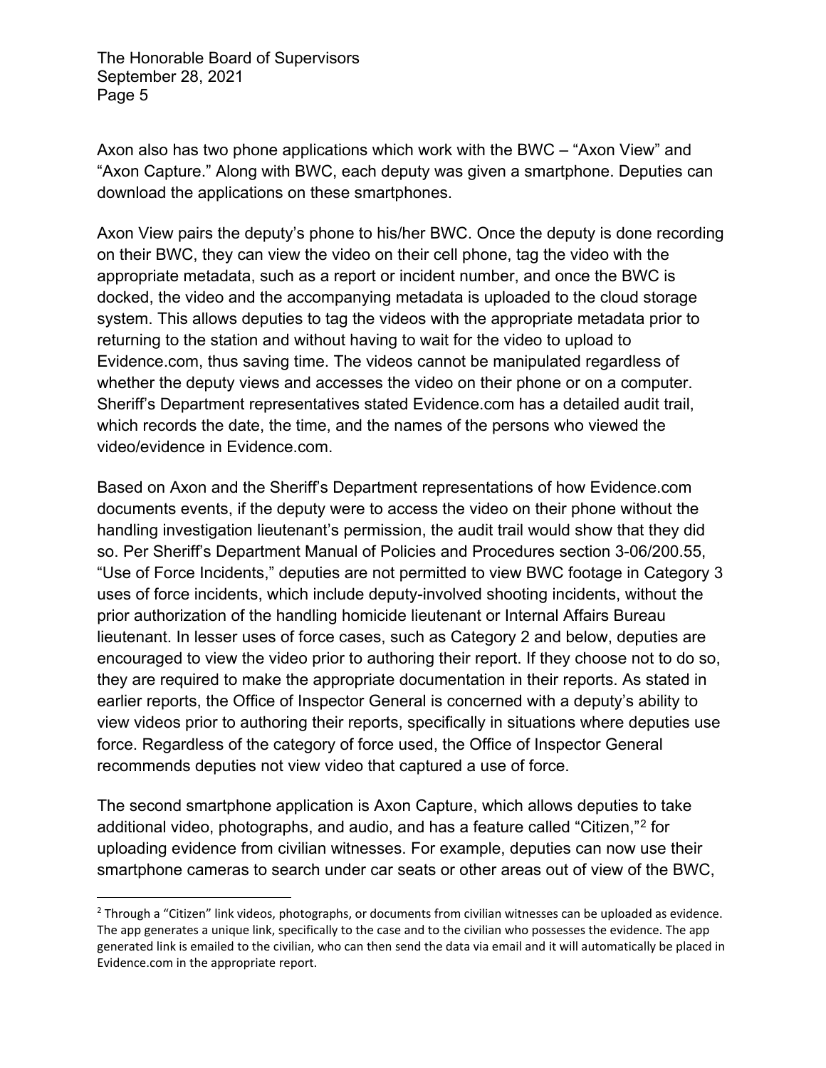Axon also has two phone applications which work with the BWC – "Axon View" and "Axon Capture." Along with BWC, each deputy was given a smartphone. Deputies can download the applications on these smartphones.

Axon View pairs the deputy's phone to his/her BWC. Once the deputy is done recording on their BWC, they can view the video on their cell phone, tag the video with the appropriate metadata, such as a report or incident number, and once the BWC is docked, the video and the accompanying metadata is uploaded to the cloud storage system. This allows deputies to tag the videos with the appropriate metadata prior to returning to the station and without having to wait for the video to upload to Evidence.com, thus saving time. The videos cannot be manipulated regardless of whether the deputy views and accesses the video on their phone or on a computer. Sheriff's Department representatives stated Evidence.com has a detailed audit trail, which records the date, the time, and the names of the persons who viewed the video/evidence in Evidence.com.

Based on Axon and the Sheriff's Department representations of how Evidence.com documents events, if the deputy were to access the video on their phone without the handling investigation lieutenant's permission, the audit trail would show that they did so. Per Sheriff's Department Manual of Policies and Procedures section 3-06/200.55, "Use of Force Incidents," deputies are not permitted to view BWC footage in Category 3 uses of force incidents, which include deputy-involved shooting incidents, without the prior authorization of the handling homicide lieutenant or Internal Affairs Bureau lieutenant. In lesser uses of force cases, such as Category 2 and below, deputies are encouraged to view the video prior to authoring their report. If they choose not to do so, they are required to make the appropriate documentation in their reports. As stated in earlier reports, the Office of Inspector General is concerned with a deputy's ability to view videos prior to authoring their reports, specifically in situations where deputies use force. Regardless of the category of force used, the Office of Inspector General recommends deputies not view video that captured a use of force.

The second smartphone application is Axon Capture, which allows deputies to take additional video, photographs, and audio, and has a feature called "Citizen,"[2] for uploading evidence from civilian witnesses. For example, deputies can now use their smartphone cameras to search under car seats or other areas out of view of the BWC,

---

[2] Through a "Citizen" link videos, photographs, or documents from civilian witnesses can be uploaded as evidence. The app generates a unique link, specifically to the case and to the civilian who possesses the evidence. The app generated link is emailed to the civilian, who can then send the data via email and it will automatically be placed in Evidence.com in the appropriate report.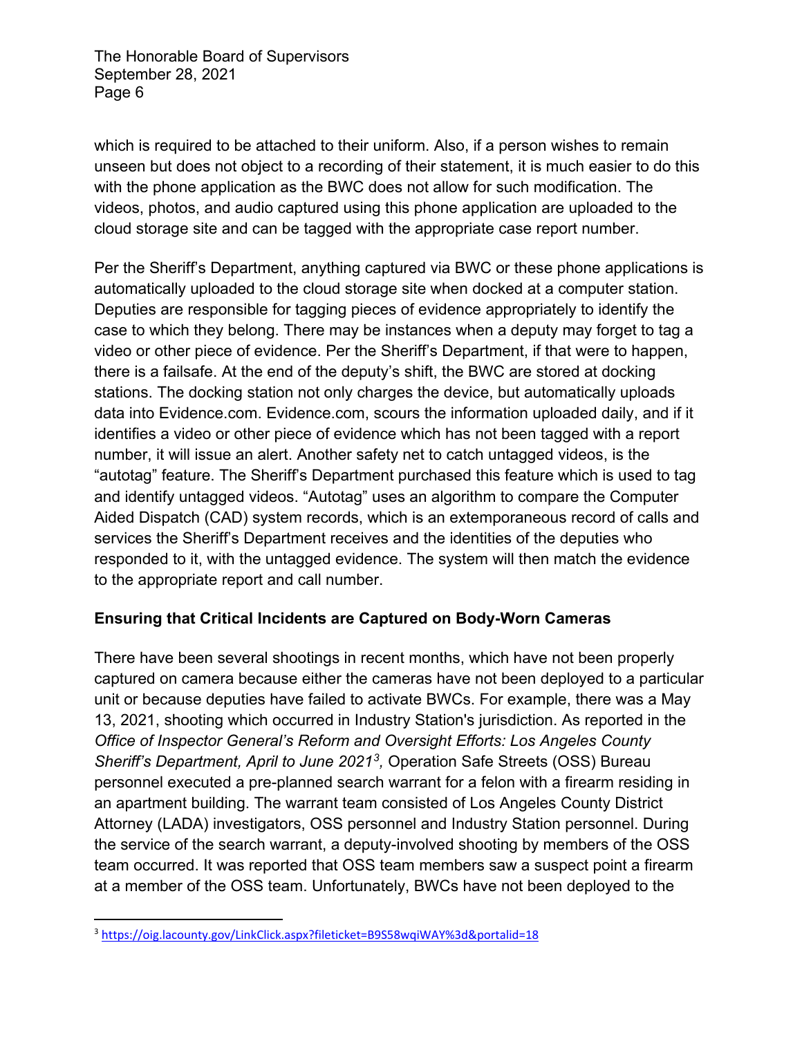which is required to be attached to their uniform. Also, if a person wishes to remain unseen but does not object to a recording of their statement, it is much easier to do this with the phone application as the BWC does not allow for such modification. The videos, photos, and audio captured using this phone application are uploaded to the cloud storage site and can be tagged with the appropriate case report number.

Per the Sheriff's Department, anything captured via BWC or these phone applications is automatically uploaded to the cloud storage site when docked at a computer station. Deputies are responsible for tagging pieces of evidence appropriately to identify the case to which they belong. There may be instances when a deputy may forget to tag a video or other piece of evidence. Per the Sheriff's Department, if that were to happen, there is a failsafe. At the end of the deputy's shift, the BWC are stored at docking stations. The docking station not only charges the device, but automatically uploads data into Evidence.com. Evidence.com, scours the information uploaded daily, and if it identifies a video or other piece of evidence which has not been tagged with a report number, it will issue an alert. Another safety net to catch untagged videos, is the "autotag" feature. The Sheriff's Department purchased this feature which is used to tag and identify untagged videos. "Autotag" uses an algorithm to compare the Computer Aided Dispatch (CAD) system records, which is an extemporaneous record of calls and services the Sheriff's Department receives and the identities of the deputies who responded to it, with the untagged evidence. The system will then match the evidence to the appropriate report and call number.

## Ensuring that Critical Incidents are Captured on Body-Worn Cameras

There have been several shootings in recent months, which have not been properly captured on camera because either the cameras have not been deployed to a particular unit or because deputies have failed to activate BWCs. For example, there was a May 13, 2021, shooting which occurred in Industry Station's jurisdiction. As reported in the *Office of Inspector General's Reform and Oversight Efforts: Los Angeles County Sheriff's Department, April to June 2021*[3], Operation Safe Streets (OSS) Bureau personnel executed a pre-planned search warrant for a felon with a firearm residing in an apartment building. The warrant team consisted of Los Angeles County District Attorney (LADA) investigators, OSS personnel and Industry Station personnel. During the service of the search warrant, a deputy-involved shooting by members of the OSS team occurred. It was reported that OSS team members saw a suspect point a firearm at a member of the OSS team. Unfortunately, BWCs have not been deployed to the

[3] https://oig.lacounty.gov/LinkClick.aspx?fileticket=B9S58wqiWAY%3d&portalid=18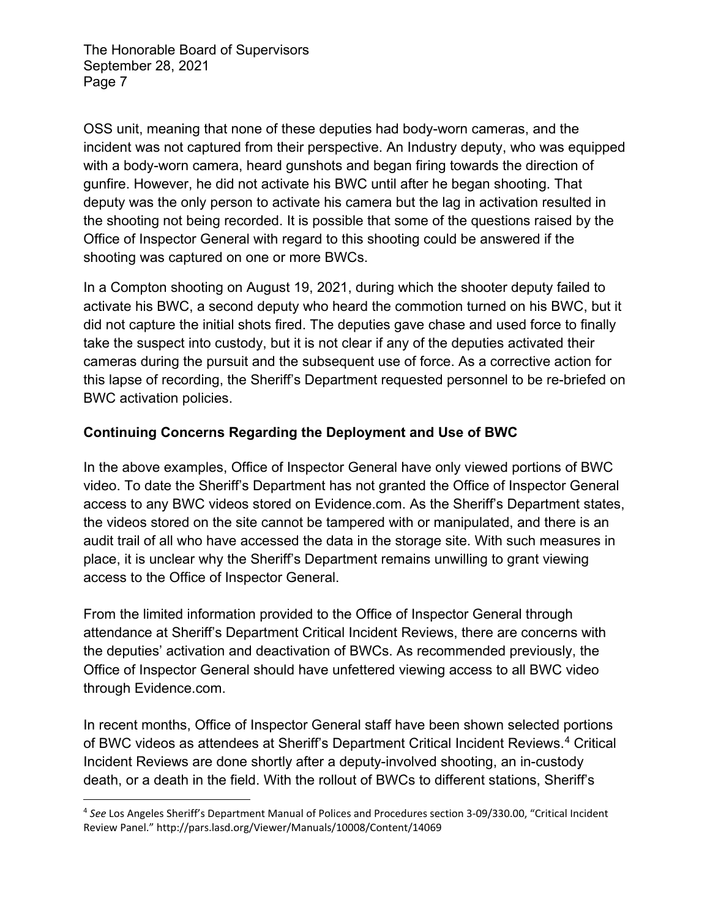OSS unit, meaning that none of these deputies had body-worn cameras, and the incident was not captured from their perspective. An Industry deputy, who was equipped with a body-worn camera, heard gunshots and began firing towards the direction of gunfire. However, he did not activate his BWC until after he began shooting. That deputy was the only person to activate his camera but the lag in activation resulted in the shooting not being recorded. It is possible that some of the questions raised by the Office of Inspector General with regard to this shooting could be answered if the shooting was captured on one or more BWCs.

In a Compton shooting on August 19, 2021, during which the shooter deputy failed to activate his BWC, a second deputy who heard the commotion turned on his BWC, but it did not capture the initial shots fired. The deputies gave chase and used force to finally take the suspect into custody, but it is not clear if any of the deputies activated their cameras during the pursuit and the subsequent use of force. As a corrective action for this lapse of recording, the Sheriff's Department requested personnel to be re-briefed on BWC activation policies.

## Continuing Concerns Regarding the Deployment and Use of BWC

In the above examples, Office of Inspector General have only viewed portions of BWC video. To date the Sheriff's Department has not granted the Office of Inspector General access to any BWC videos stored on Evidence.com. As the Sheriff's Department states, the videos stored on the site cannot be tampered with or manipulated, and there is an audit trail of all who have accessed the data in the storage site. With such measures in place, it is unclear why the Sheriff's Department remains unwilling to grant viewing access to the Office of Inspector General.

From the limited information provided to the Office of Inspector General through attendance at Sheriff's Department Critical Incident Reviews, there are concerns with the deputies' activation and deactivation of BWCs. As recommended previously, the Office of Inspector General should have unfettered viewing access to all BWC video through Evidence.com.

In recent months, Office of Inspector General staff have been shown selected portions of BWC videos as attendees at Sheriff's Department Critical Incident Reviews.[4] Critical Incident Reviews are done shortly after a deputy-involved shooting, an in-custody death, or a death in the field. With the rollout of BWCs to different stations, Sheriff's

---

[4] *See* Los Angeles Sheriff's Department Manual of Polices and Procedures section 3-09/330.00, "Critical Incident Review Panel." http://pars.lasd.org/Viewer/Manuals/10008/Content/14069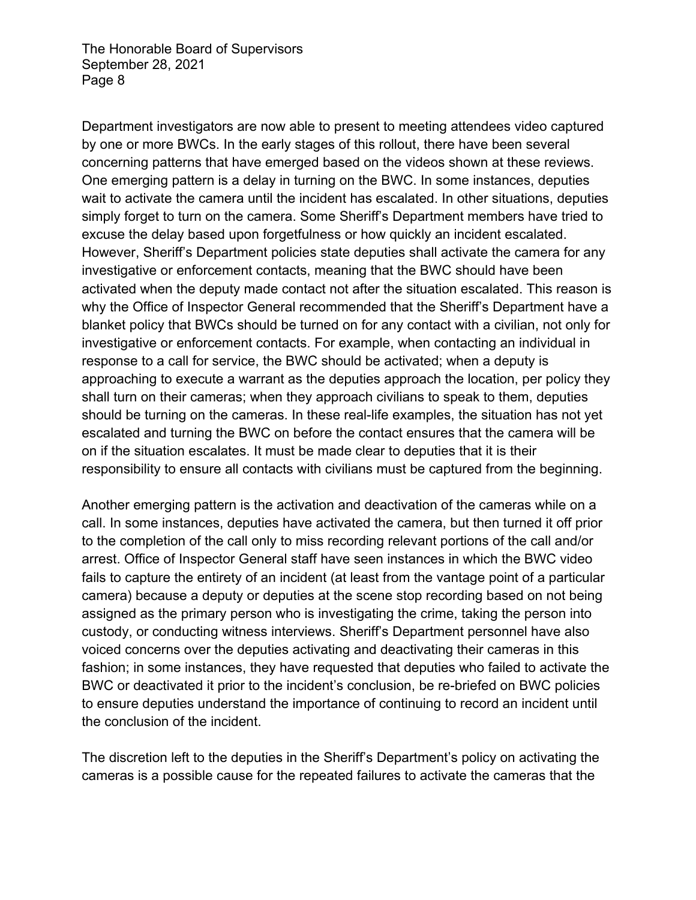Department investigators are now able to present to meeting attendees video captured by one or more BWCs. In the early stages of this rollout, there have been several concerning patterns that have emerged based on the videos shown at these reviews. One emerging pattern is a delay in turning on the BWC. In some instances, deputies wait to activate the camera until the incident has escalated. In other situations, deputies simply forget to turn on the camera. Some Sheriff's Department members have tried to excuse the delay based upon forgetfulness or how quickly an incident escalated. However, Sheriff's Department policies state deputies shall activate the camera for any investigative or enforcement contacts, meaning that the BWC should have been activated when the deputy made contact not after the situation escalated. This reason is why the Office of Inspector General recommended that the Sheriff's Department have a blanket policy that BWCs should be turned on for any contact with a civilian, not only for investigative or enforcement contacts. For example, when contacting an individual in response to a call for service, the BWC should be activated; when a deputy is approaching to execute a warrant as the deputies approach the location, per policy they shall turn on their cameras; when they approach civilians to speak to them, deputies should be turning on the cameras. In these real-life examples, the situation has not yet escalated and turning the BWC on before the contact ensures that the camera will be on if the situation escalates. It must be made clear to deputies that it is their responsibility to ensure all contacts with civilians must be captured from the beginning.

Another emerging pattern is the activation and deactivation of the cameras while on a call. In some instances, deputies have activated the camera, but then turned it off prior to the completion of the call only to miss recording relevant portions of the call and/or arrest. Office of Inspector General staff have seen instances in which the BWC video fails to capture the entirety of an incident (at least from the vantage point of a particular camera) because a deputy or deputies at the scene stop recording based on not being assigned as the primary person who is investigating the crime, taking the person into custody, or conducting witness interviews. Sheriff's Department personnel have also voiced concerns over the deputies activating and deactivating their cameras in this fashion; in some instances, they have requested that deputies who failed to activate the BWC or deactivated it prior to the incident's conclusion, be re-briefed on BWC policies to ensure deputies understand the importance of continuing to record an incident until the conclusion of the incident.

The discretion left to the deputies in the Sheriff's Department's policy on activating the cameras is a possible cause for the repeated failures to activate the cameras that the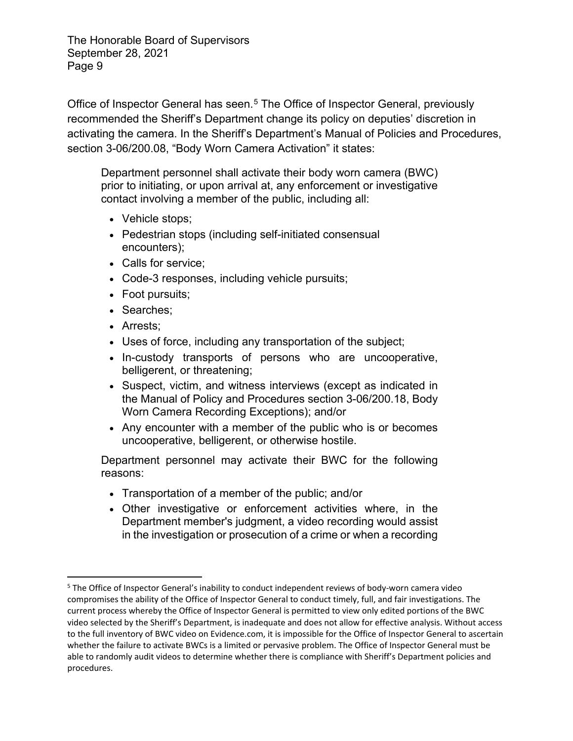Office of Inspector General has seen.[5] The Office of Inspector General, previously recommended the Sheriff's Department change its policy on deputies' discretion in activating the camera. In the Sheriff's Department's Manual of Policies and Procedures, section 3-06/200.08, "Body Worn Camera Activation" it states:

> Department personnel shall activate their body worn camera (BWC) prior to initiating, or upon arrival at, any enforcement or investigative contact involving a member of the public, including all:
>
> - Vehicle stops;
> - Pedestrian stops (including self-initiated consensual encounters);
> - Calls for service;
> - Code-3 responses, including vehicle pursuits;
> - Foot pursuits;
> - Searches;
> - Arrests;
> - Uses of force, including any transportation of the subject;
> - In-custody transports of persons who are uncooperative, belligerent, or threatening;
> - Suspect, victim, and witness interviews (except as indicated in the Manual of Policy and Procedures section 3-06/200.18, Body Worn Camera Recording Exceptions); and/or
> - Any encounter with a member of the public who is or becomes uncooperative, belligerent, or otherwise hostile.
>
> Department personnel may activate their BWC for the following reasons:
>
> - Transportation of a member of the public; and/or
> - Other investigative or enforcement activities where, in the Department member's judgment, a video recording would assist in the investigation or prosecution of a crime or when a recording

---

[5] The Office of Inspector General's inability to conduct independent reviews of body-worn camera video compromises the ability of the Office of Inspector General to conduct timely, full, and fair investigations. The current process whereby the Office of Inspector General is permitted to view only edited portions of the BWC video selected by the Sheriff's Department, is inadequate and does not allow for effective analysis. Without access to the full inventory of BWC video on Evidence.com, it is impossible for the Office of Inspector General to ascertain whether the failure to activate BWCs is a limited or pervasive problem. The Office of Inspector General must be able to randomly audit videos to determine whether there is compliance with Sheriff's Department policies and procedures.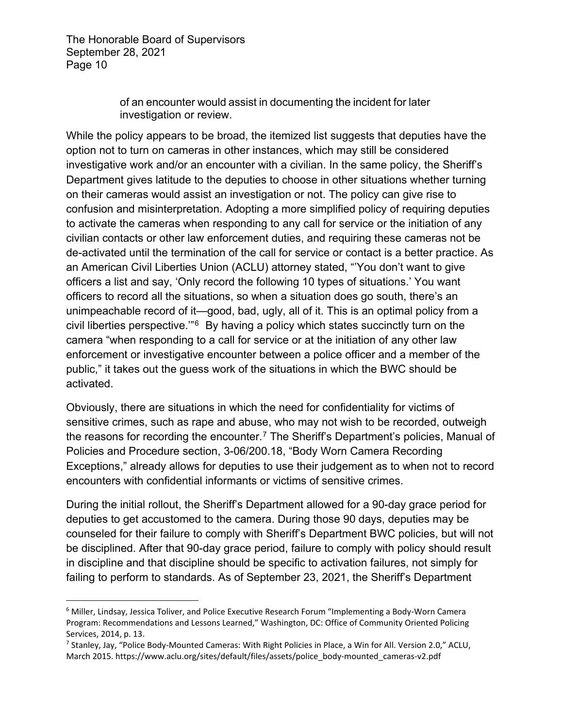of an encounter would assist in documenting the incident for later investigation or review.

While the policy appears to be broad, the itemized list suggests that deputies have the option not to turn on cameras in other instances, which may still be considered investigative work and/or an encounter with a civilian. In the same policy, the Sheriff's Department gives latitude to the deputies to choose in other situations whether turning on their cameras would assist an investigation or not. The policy can give rise to confusion and misinterpretation. Adopting a more simplified policy of requiring deputies to activate the cameras when responding to any call for service or the initiation of any civilian contacts or other law enforcement duties, and requiring these cameras not be de-activated until the termination of the call for service or contact is a better practice. As an American Civil Liberties Union (ACLU) attorney stated, "'You don't want to give officers a list and say, 'Only record the following 10 types of situations.' You want officers to record all the situations, so when a situation does go south, there's an unimpeachable record of it—good, bad, ugly, all of it. This is an optimal policy from a civil liberties perspective.'"[6] By having a policy which states succinctly turn on the camera "when responding to a call for service or at the initiation of any other law enforcement or investigative encounter between a police officer and a member of the public," it takes out the guess work of the situations in which the BWC should be activated.

Obviously, there are situations in which the need for confidentiality for victims of sensitive crimes, such as rape and abuse, who may not wish to be recorded, outweigh the reasons for recording the encounter.[7] The Sheriff's Department's policies, Manual of Policies and Procedure section, 3-06/200.18, "Body Worn Camera Recording Exceptions," already allows for deputies to use their judgement as to when not to record encounters with confidential informants or victims of sensitive crimes.

During the initial rollout, the Sheriff's Department allowed for a 90-day grace period for deputies to get accustomed to the camera. During those 90 days, deputies may be counseled for their failure to comply with Sheriff's Department BWC policies, but will not be disciplined. After that 90-day grace period, failure to comply with policy should result in discipline and that discipline should be specific to activation failures, not simply for failing to perform to standards. As of September 23, 2021, the Sheriff's Department

---

[6] Miller, Lindsay, Jessica Toliver, and Police Executive Research Forum "Implementing a Body-Worn Camera Program: Recommendations and Lessons Learned," Washington, DC: Office of Community Oriented Policing Services, 2014, p. 13.

[7] Stanley, Jay, "Police Body-Mounted Cameras: With Right Policies in Place, a Win for All. Version 2.0," ACLU, March 2015. https://www.aclu.org/sites/default/files/assets/police_body-mounted_cameras-v2.pdf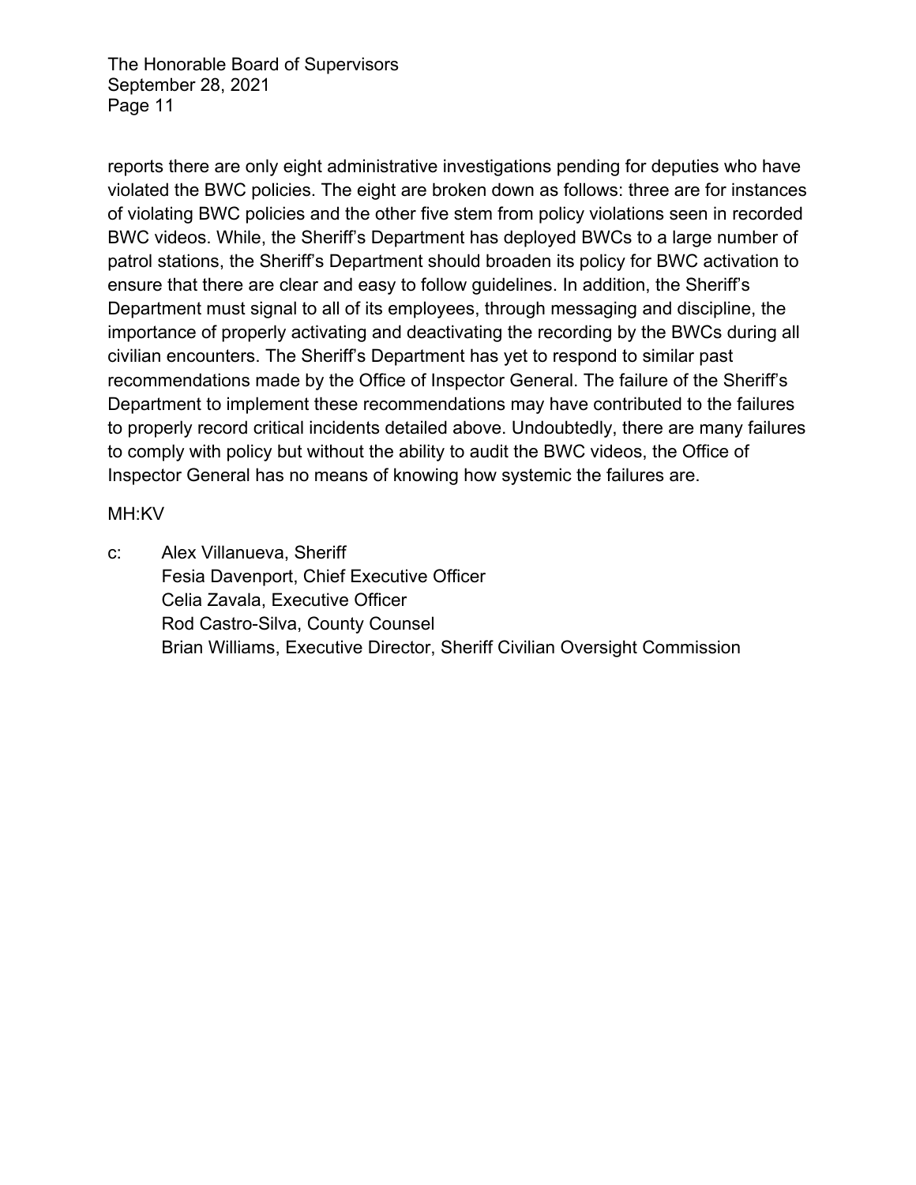reports there are only eight administrative investigations pending for deputies who have violated the BWC policies. The eight are broken down as follows: three are for instances of violating BWC policies and the other five stem from policy violations seen in recorded BWC videos. While, the Sheriff's Department has deployed BWCs to a large number of patrol stations, the Sheriff's Department should broaden its policy for BWC activation to ensure that there are clear and easy to follow guidelines. In addition, the Sheriff's Department must signal to all of its employees, through messaging and discipline, the importance of properly activating and deactivating the recording by the BWCs during all civilian encounters. The Sheriff's Department has yet to respond to similar past recommendations made by the Office of Inspector General. The failure of the Sheriff's Department to implement these recommendations may have contributed to the failures to properly record critical incidents detailed above. Undoubtedly, there are many failures to comply with policy but without the ability to audit the BWC videos, the Office of Inspector General has no means of knowing how systemic the failures are.

MH:KV

c: Alex Villanueva, Sheriff
Fesia Davenport, Chief Executive Officer
Celia Zavala, Executive Officer
Rod Castro-Silva, County Counsel
Brian Williams, Executive Director, Sheriff Civilian Oversight Commission